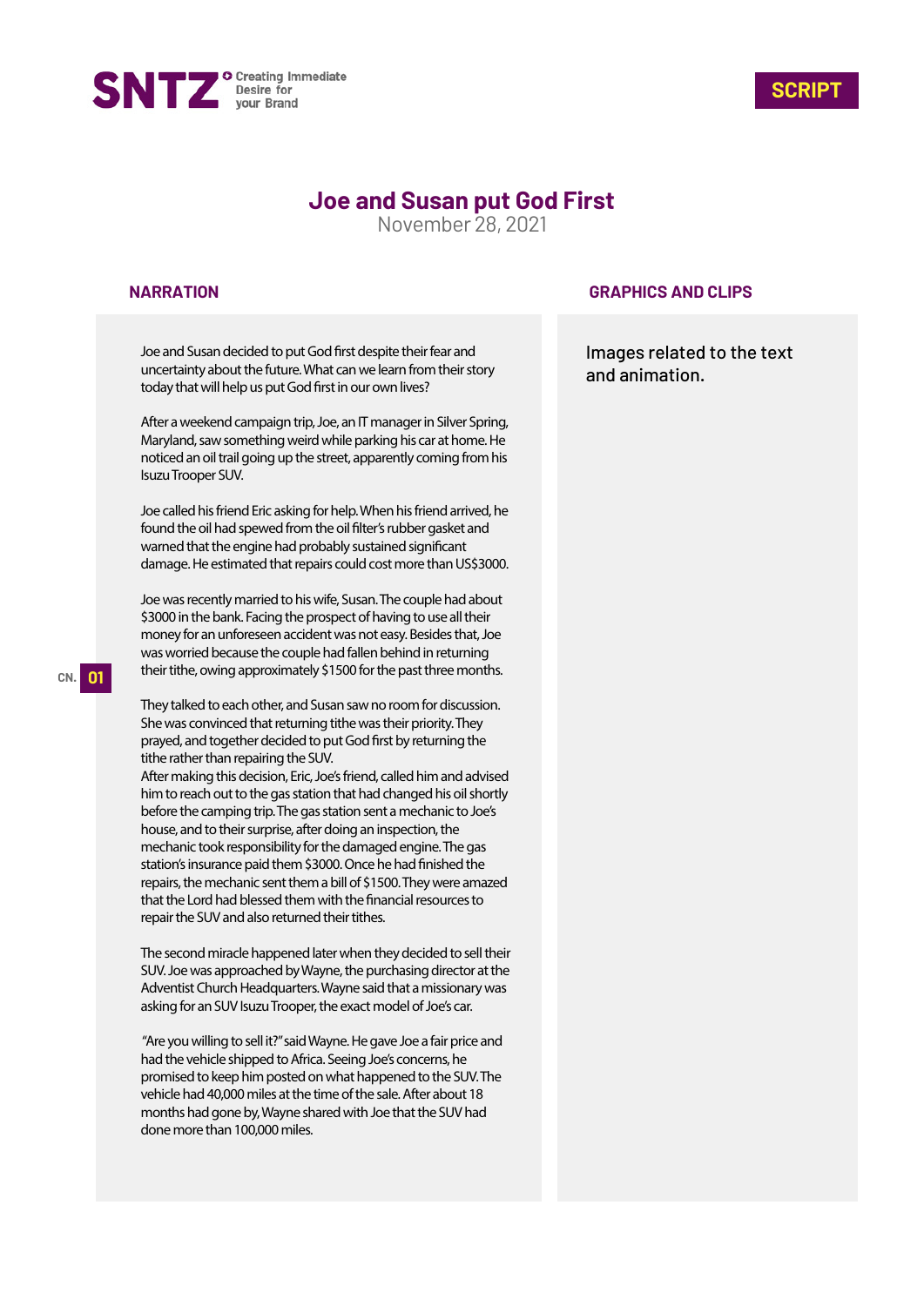SNTZ Creating Immediate Desire for your Brand

**SCRIPT**

# Joe and Susan put God First

November 28, 2021

CN. 01

## NARRATION

Joe and Susan decided to put God first despite their fear and uncertainty about the future. What can we learn from their story today that will help us put God first in our own lives?

After a weekend campaign trip, Joe, an IT manager in Silver Spring, Maryland, saw something weird while parking his car at home. He noticed an oil trail going up the street, apparently coming from his Isuzu Trooper SUV.

Joe called his friend Eric asking for help. When his friend arrived, he found the oil had spewed from the oil filter's rubber gasket and warned that the engine had probably sustained significant damage. He estimated that repairs could cost more than US$3000.

Joe was recently married to his wife, Susan. The couple had about $3000 in the bank. Facing the prospect of having to use all their money for an unforeseen accident was not easy. Besides that, Joe was worried because the couple had fallen behind in returning their tithe, owing approximately $1500 for the past three months.

They talked to each other, and Susan saw no room for discussion. She was convinced that returning tithe was their priority. They prayed, and together decided to put God first by returning the tithe rather than repairing the SUV.
After making this decision, Eric, Joe's friend, called him and advised him to reach out to the gas station that had changed his oil shortly before the camping trip. The gas station sent a mechanic to Joe's house, and to their surprise, after doing an inspection, the mechanic took responsibility for the damaged engine. The gas station's insurance paid them $3000. Once he had finished the repairs, the mechanic sent them a bill of $1500. They were amazed that the Lord had blessed them with the financial resources to repair the SUV and also returned their tithes.

The second miracle happened later when they decided to sell their SUV. Joe was approached by Wayne, the purchasing director at the Adventist Church Headquarters. Wayne said that a missionary was asking for an SUV Isuzu Trooper, the exact model of Joe's car.

"Are you willing to sell it?" said Wayne. He gave Joe a fair price and had the vehicle shipped to Africa. Seeing Joe's concerns, he promised to keep him posted on what happened to the SUV. The vehicle had 40,000 miles at the time of the sale. After about 18 months had gone by, Wayne shared with Joe that the SUV had done more than 100,000 miles.

## GRAPHICS AND CLIPS

Images related to the text and animation.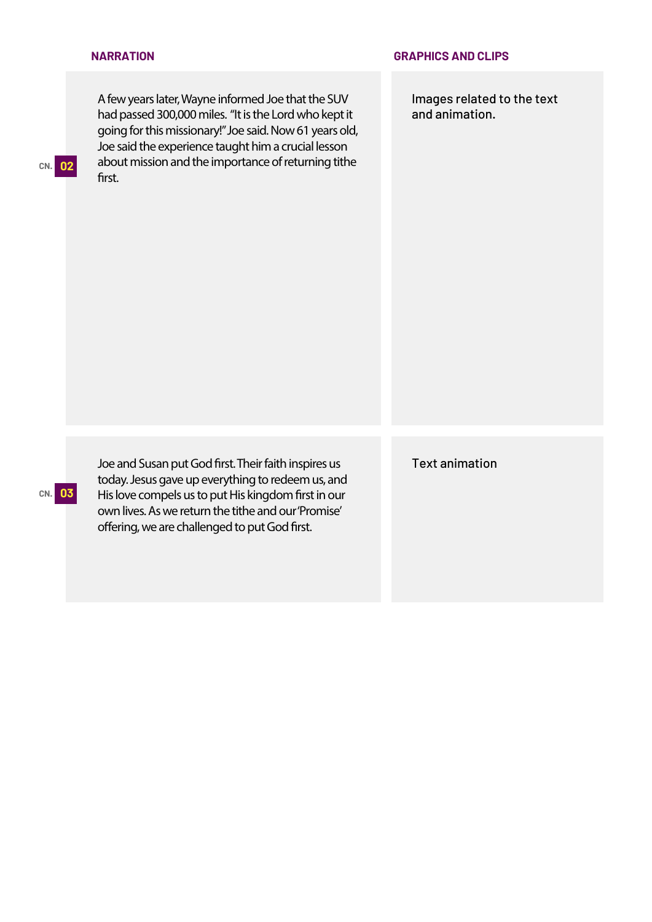| CN. | NARRATION | GRAPHICS AND CLIPS |
| --- | --- | --- |
| 02 | A few years later, Wayne informed Joe that the SUV had passed 300,000 miles. "It is the Lord who kept it going for this missionary!" Joe said. Now 61 years old, Joe said the experience taught him a crucial lesson about mission and the importance of returning tithe first. | Images related to the text and animation. |
| 03 | Joe and Susan put God first. Their faith inspires us today. Jesus gave up everything to redeem us, and His love compels us to put His kingdom first in our own lives. As we return the tithe and our 'Promise' offering, we are challenged to put God first. | Text animation |